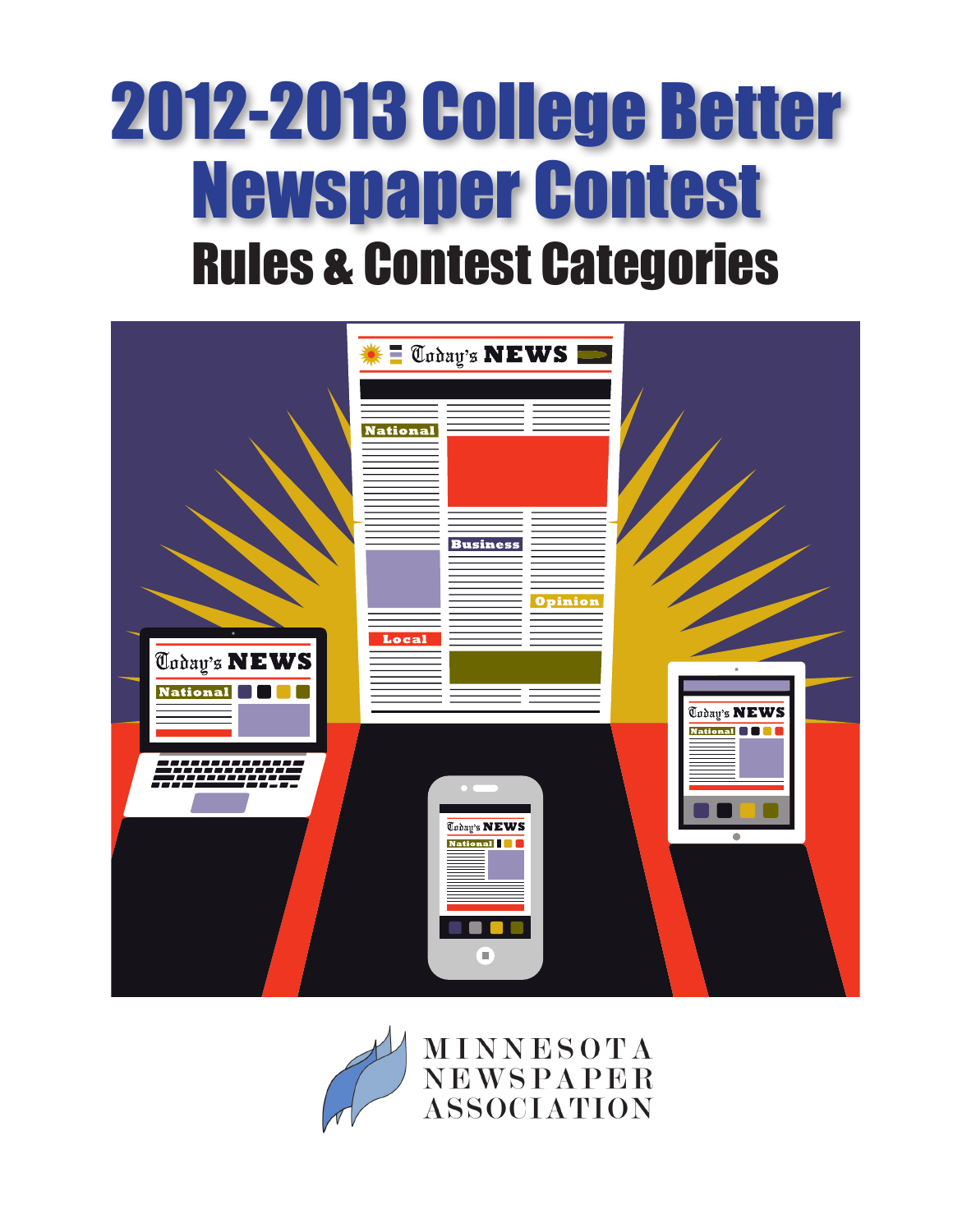# 2012-2013 College Better Newspaper Contest

## Rules & Contest Categories

MINNESOTA NEWSPAPER ASSOCIATION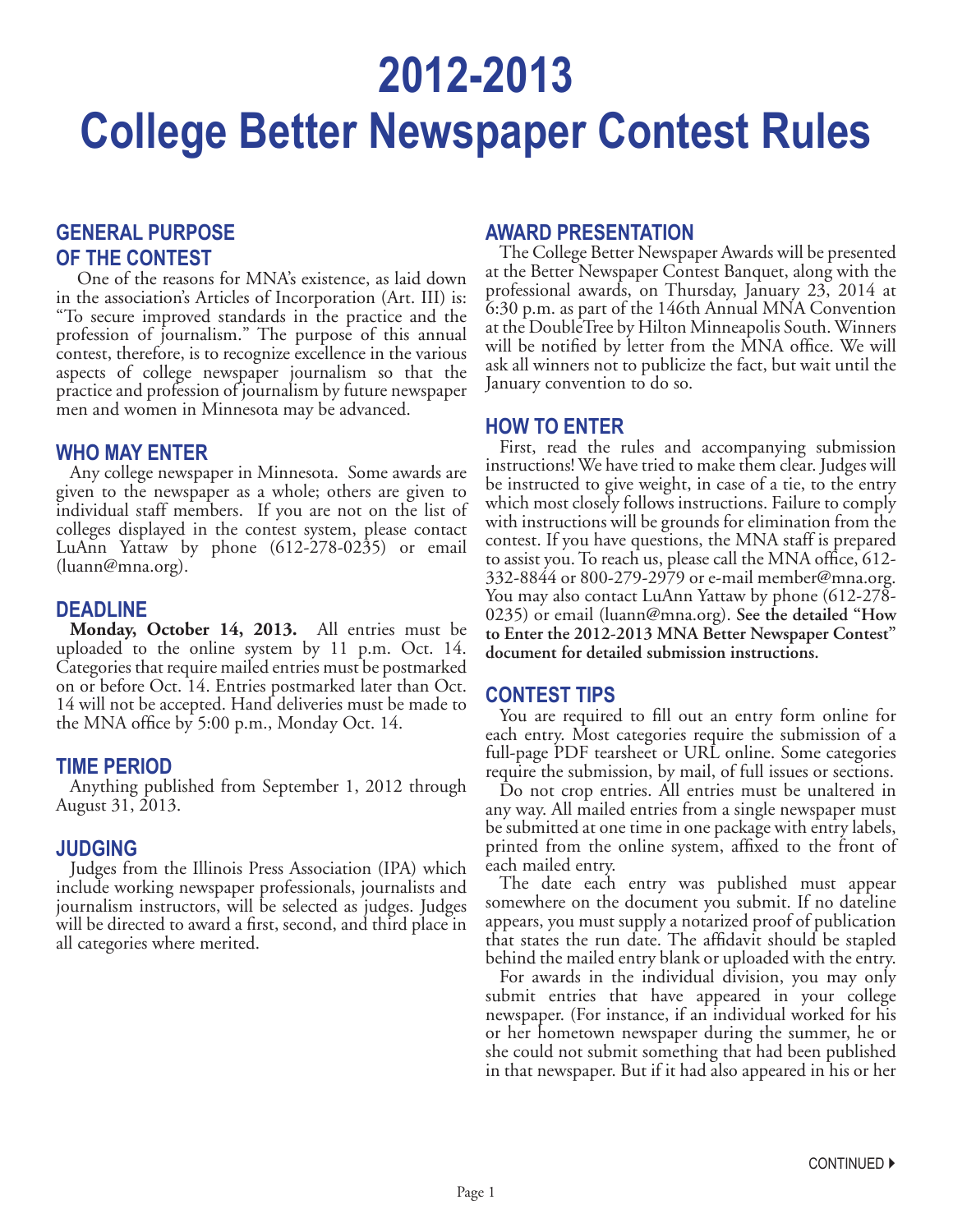# 2012-2013
# College Better Newspaper Contest Rules

## GENERAL PURPOSE OF THE CONTEST

One of the reasons for MNA's existence, as laid down in the association's Articles of Incorporation (Art. III) is: "To secure improved standards in the practice and the profession of journalism." The purpose of this annual contest, therefore, is to recognize excellence in the various aspects of college newspaper journalism so that the practice and profession of journalism by future newspaper men and women in Minnesota may be advanced.

## WHO MAY ENTER

Any college newspaper in Minnesota. Some awards are given to the newspaper as a whole; others are given to individual staff members. If you are not on the list of colleges displayed in the contest system, please contact LuAnn Yattaw by phone (612-278-0235) or email (luann@mna.org).

## DEADLINE

**Monday, October 14, 2013.** All entries must be uploaded to the online system by 11 p.m. Oct. 14. Categories that require mailed entries must be postmarked on or before Oct. 14. Entries postmarked later than Oct. 14 will not be accepted. Hand deliveries must be made to the MNA office by 5:00 p.m., Monday Oct. 14.

## TIME PERIOD

Anything published from September 1, 2012 through August 31, 2013.

## JUDGING

Judges from the Illinois Press Association (IPA) which include working newspaper professionals, journalists and journalism instructors, will be selected as judges. Judges will be directed to award a first, second, and third place in all categories where merited.

## AWARD PRESENTATION

The College Better Newspaper Awards will be presented at the Better Newspaper Contest Banquet, along with the professional awards, on Thursday, January 23, 2014 at 6:30 p.m. as part of the 146th Annual MNA Convention at the DoubleTree by Hilton Minneapolis South. Winners will be notified by letter from the MNA office. We will ask all winners not to publicize the fact, but wait until the January convention to do so.

## HOW TO ENTER

First, read the rules and accompanying submission instructions! We have tried to make them clear. Judges will be instructed to give weight, in case of a tie, to the entry which most closely follows instructions. Failure to comply with instructions will be grounds for elimination from the contest. If you have questions, the MNA staff is prepared to assist you. To reach us, please call the MNA office, 612-332-8844 or 800-279-2979 or e-mail member@mna.org. You may also contact LuAnn Yattaw by phone (612-278-0235) or email (luann@mna.org). **See the detailed "How to Enter the 2012-2013 MNA Better Newspaper Contest" document for detailed submission instructions.**

## CONTEST TIPS

You are required to fill out an entry form online for each entry. Most categories require the submission of a full-page PDF tearsheet or URL online. Some categories require the submission, by mail, of full issues or sections.

Do not crop entries. All entries must be unaltered in any way. All mailed entries from a single newspaper must be submitted at one time in one package with entry labels, printed from the online system, affixed to the front of each mailed entry.

The date each entry was published must appear somewhere on the document you submit. If no dateline appears, you must supply a notarized proof of publication that states the run date. The affidavit should be stapled behind the mailed entry blank or uploaded with the entry.

For awards in the individual division, you may only submit entries that have appeared in your college newspaper. (For instance, if an individual worked for his or her hometown newspaper during the summer, he or she could not submit something that had been published in that newspaper. But if it had also appeared in his or her

CONTINUED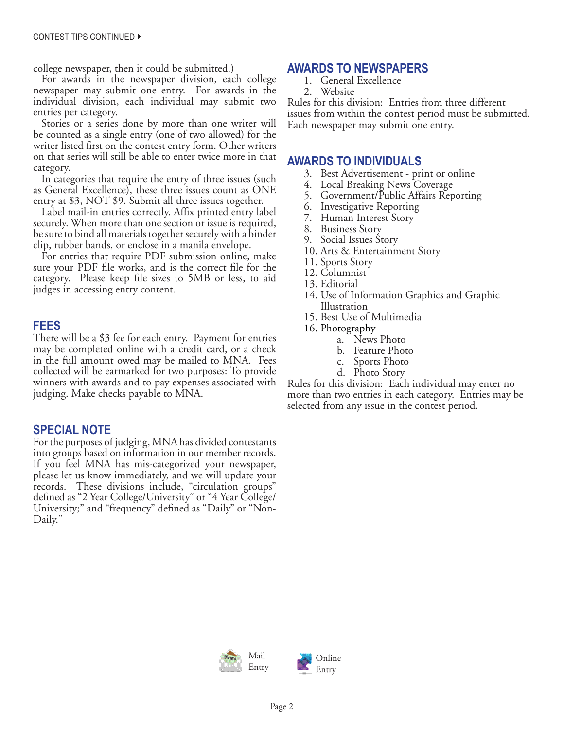CONTEST TIPS CONTINUED

college newspaper, then it could be submitted.)

For awards in the newspaper division, each college newspaper may submit one entry. For awards in the individual division, each individual may submit two entries per category.

Stories or a series done by more than one writer will be counted as a single entry (one of two allowed) for the writer listed first on the contest entry form. Other writers on that series will still be able to enter twice more in that category.

In categories that require the entry of three issues (such as General Excellence), these three issues count as ONE entry at $3, NOT $9. Submit all three issues together.

Label mail-in entries correctly. Affix printed entry label securely. When more than one section or issue is required, be sure to bind all materials together securely with a binder clip, rubber bands, or enclose in a manila envelope.

For entries that require PDF submission online, make sure your PDF file works, and is the correct file for the category. Please keep file sizes to 5MB or less, to aid judges in accessing entry content.

## FEES

There will be a $3 fee for each entry. Payment for entries may be completed online with a credit card, or a check in the full amount owed may be mailed to MNA. Fees collected will be earmarked for two purposes: To provide winners with awards and to pay expenses associated with judging. Make checks payable to MNA.

## SPECIAL NOTE

For the purposes of judging, MNA has divided contestants into groups based on information in our member records. If you feel MNA has mis-categorized your newspaper, please let us know immediately, and we will update your records. These divisions include, "circulation groups" defined as "2 Year College/University" or "4 Year College/University;" and "frequency" defined as "Daily" or "Non-Daily."

## AWARDS TO NEWSPAPERS

1. General Excellence
2. Website

Rules for this division: Entries from three different issues from within the contest period must be submitted. Each newspaper may submit one entry.

## AWARDS TO INDIVIDUALS

3. Best Advertisement - print or online
4. Local Breaking News Coverage
5. Government/Public Affairs Reporting
6. Investigative Reporting
7. Human Interest Story
8. Business Story
9. Social Issues Story
10. Arts & Entertainment Story
11. Sports Story
12. Columnist
13. Editorial
14. Use of Information Graphics and Graphic Illustration
15. Best Use of Multimedia
16. Photography
    a. News Photo
    b. Feature Photo
    c. Sports Photo
    d. Photo Story

Rules for this division: Each individual may enter no more than two entries in each category. Entries may be selected from any issue in the contest period.

Mail Entry

Online Entry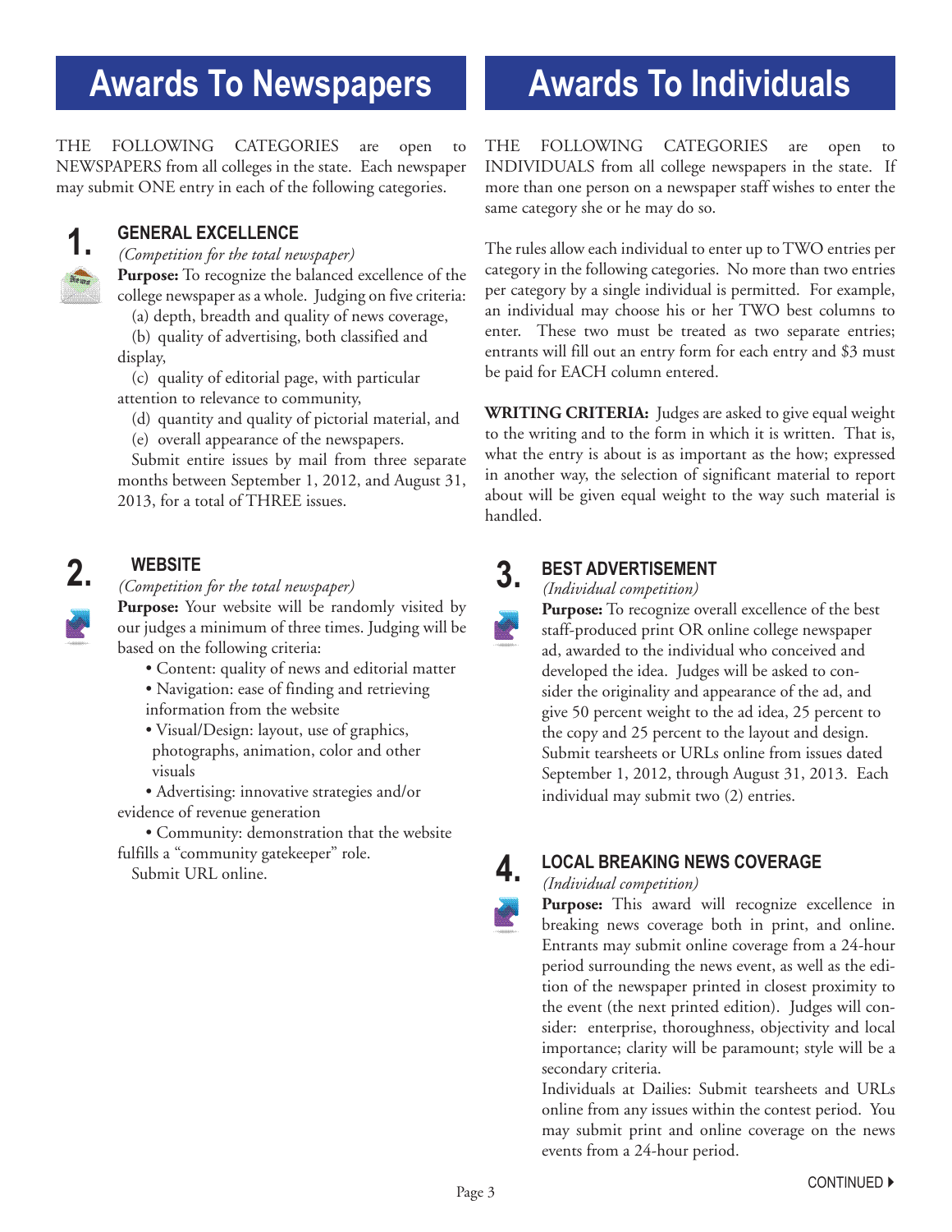# Awards To Newspapers

THE FOLLOWING CATEGORIES are open to NEWSPAPERS from all colleges in the state. Each newspaper may submit ONE entry in each of the following categories.

## 1. GENERAL EXCELLENCE

*(Competition for the total newspaper)*

**Purpose:** To recognize the balanced excellence of the college newspaper as a whole. Judging on five criteria:

(a) depth, breadth and quality of news coverage,

(b) quality of advertising, both classified and display,

(c) quality of editorial page, with particular attention to relevance to community,

(d) quantity and quality of pictorial material, and

(e) overall appearance of the newspapers.

Submit entire issues by mail from three separate months between September 1, 2012, and August 31, 2013, for a total of THREE issues.

## 2. WEBSITE

*(Competition for the total newspaper)*

**Purpose:** Your website will be randomly visited by our judges a minimum of three times. Judging will be based on the following criteria:

- Content: quality of news and editorial matter
- Navigation: ease of finding and retrieving information from the website
- Visual/Design: layout, use of graphics, photographs, animation, color and other visuals
- Advertising: innovative strategies and/or evidence of revenue generation
- Community: demonstration that the website fulfills a "community gatekeeper" role.

Submit URL online.

# Awards To Individuals

THE FOLLOWING CATEGORIES are open to INDIVIDUALS from all college newspapers in the state. If more than one person on a newspaper staff wishes to enter the same category she or he may do so.

The rules allow each individual to enter up to TWO entries per category in the following categories. No more than two entries per category by a single individual is permitted. For example, an individual may choose his or her TWO best columns to enter. These two must be treated as two separate entries; entrants will fill out an entry form for each entry and $3 must be paid for EACH column entered.

**WRITING CRITERIA:** Judges are asked to give equal weight to the writing and to the form in which it is written. That is, what the entry is about is as important as the how; expressed in another way, the selection of significant material to report about will be given equal weight to the way such material is handled.

## 3. BEST ADVERTISEMENT

*(Individual competition)*

**Purpose:** To recognize overall excellence of the best staff-produced print OR online college newspaper ad, awarded to the individual who conceived and developed the idea. Judges will be asked to consider the originality and appearance of the ad, and give 50 percent weight to the ad idea, 25 percent to the copy and 25 percent to the layout and design. Submit tearsheets or URLs online from issues dated September 1, 2012, through August 31, 2013. Each individual may submit two (2) entries.

## 4. LOCAL BREAKING NEWS COVERAGE

*(Individual competition)*

**Purpose:** This award will recognize excellence in breaking news coverage both in print, and online. Entrants may submit online coverage from a 24-hour period surrounding the news event, as well as the edition of the newspaper printed in closest proximity to the event (the next printed edition). Judges will consider: enterprise, thoroughness, objectivity and local importance; clarity will be paramount; style will be a secondary criteria.

Individuals at Dailies: Submit tearsheets and URLs online from any issues within the contest period. You may submit print and online coverage on the news events from a 24-hour period.

CONTINUED ▸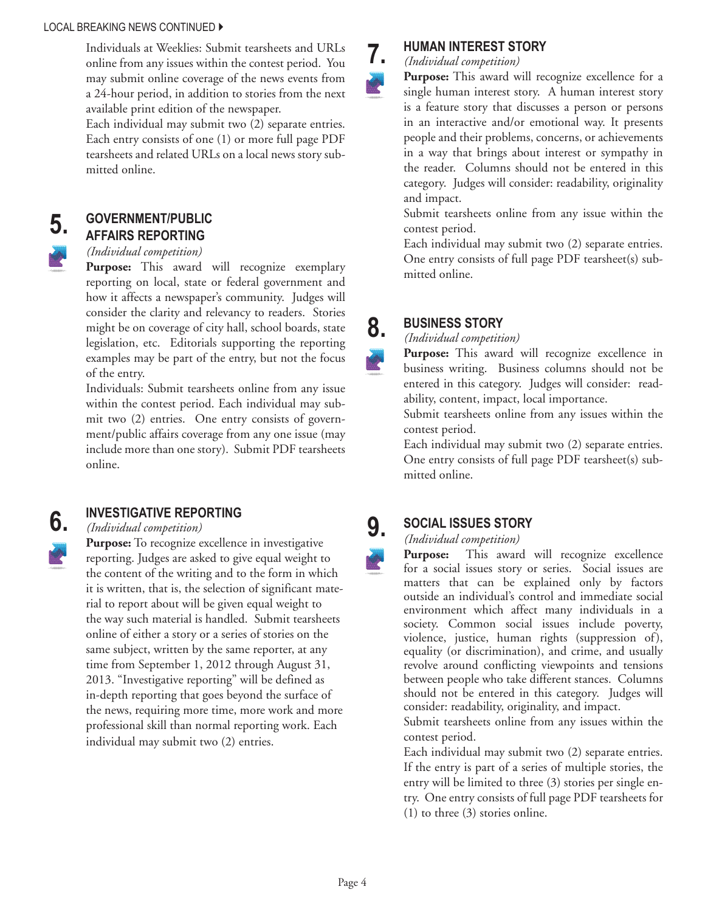LOCAL BREAKING NEWS CONTINUED ▶

Individuals at Weeklies: Submit tearsheets and URLs online from any issues within the contest period. You may submit online coverage of the news events from a 24-hour period, in addition to stories from the next available print edition of the newspaper.

Each individual may submit two (2) separate entries. Each entry consists of one (1) or more full page PDF tearsheets and related URLs on a local news story submitted online.

## 5. GOVERNMENT/PUBLIC AFFAIRS REPORTING

*(Individual competition)*

**Purpose:** This award will recognize exemplary reporting on local, state or federal government and how it affects a newspaper's community. Judges will consider the clarity and relevancy to readers. Stories might be on coverage of city hall, school boards, state legislation, etc. Editorials supporting the reporting examples may be part of the entry, but not the focus of the entry.

Individuals: Submit tearsheets online from any issue within the contest period. Each individual may submit two (2) entries. One entry consists of government/public affairs coverage from any one issue (may include more than one story). Submit PDF tearsheets online.

## 6. INVESTIGATIVE REPORTING

*(Individual competition)*

**Purpose:** To recognize excellence in investigative reporting. Judges are asked to give equal weight to the content of the writing and to the form in which it is written, that is, the selection of significant material to report about will be given equal weight to the way such material is handled. Submit tearsheets online of either a story or a series of stories on the same subject, written by the same reporter, at any time from September 1, 2012 through August 31, 2013. "Investigative reporting" will be defined as in-depth reporting that goes beyond the surface of the news, requiring more time, more work and more professional skill than normal reporting work. Each individual may submit two (2) entries.

## 7. HUMAN INTEREST STORY

*(Individual competition)*

**Purpose:** This award will recognize excellence for a single human interest story. A human interest story is a feature story that discusses a person or persons in an interactive and/or emotional way. It presents people and their problems, concerns, or achievements in a way that brings about interest or sympathy in the reader. Columns should not be entered in this category. Judges will consider: readability, originality and impact.

Submit tearsheets online from any issue within the contest period.

Each individual may submit two (2) separate entries. One entry consists of full page PDF tearsheet(s) submitted online.

## 8. BUSINESS STORY

*(Individual competition)*

**Purpose:** This award will recognize excellence in business writing. Business columns should not be entered in this category. Judges will consider: readability, content, impact, local importance.

Submit tearsheets online from any issues within the contest period.

Each individual may submit two (2) separate entries. One entry consists of full page PDF tearsheet(s) submitted online.

## 9. SOCIAL ISSUES STORY

*(Individual competition)*

**Purpose:** This award will recognize excellence for a social issues story or series. Social issues are matters that can be explained only by factors outside an individual's control and immediate social environment which affect many individuals in a society. Common social issues include poverty, violence, justice, human rights (suppression of), equality (or discrimination), and crime, and usually revolve around conflicting viewpoints and tensions between people who take different stances. Columns should not be entered in this category. Judges will consider: readability, originality, and impact.

Submit tearsheets online from any issues within the contest period.

Each individual may submit two (2) separate entries. If the entry is part of a series of multiple stories, the entry will be limited to three (3) stories per single entry. One entry consists of full page PDF tearsheets for (1) to three (3) stories online.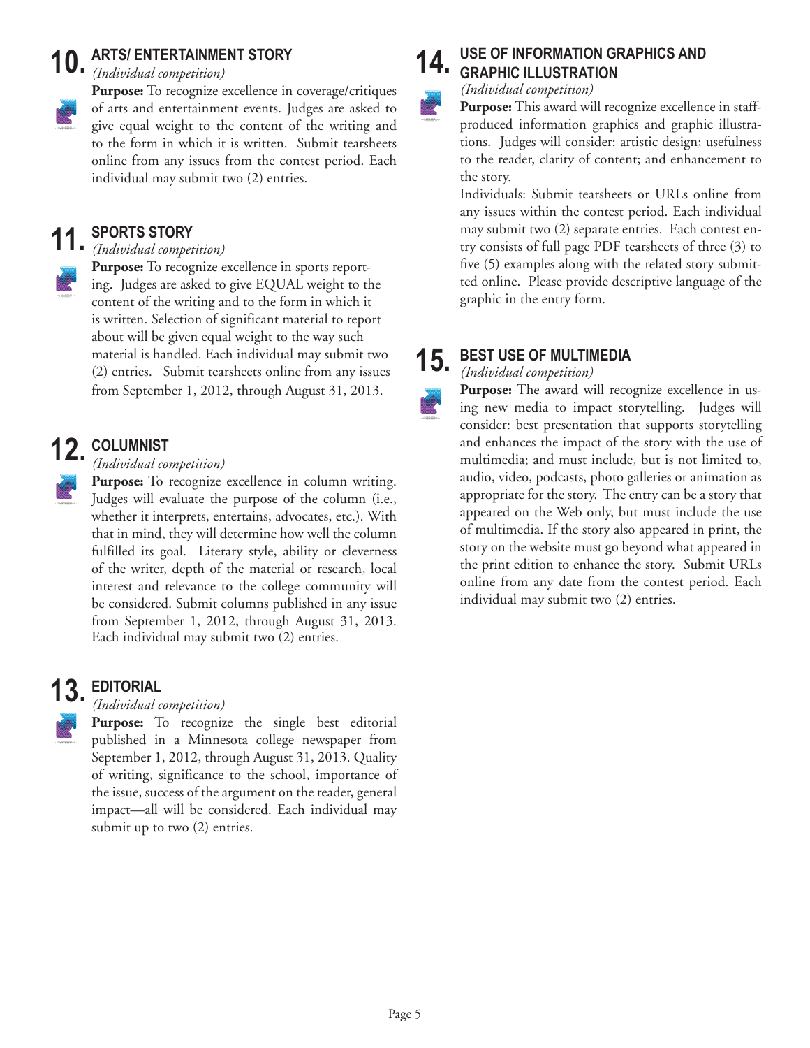## 10. ARTS/ ENTERTAINMENT STORY

*(Individual competition)*

**Purpose:** To recognize excellence in coverage/critiques of arts and entertainment events. Judges are asked to give equal weight to the content of the writing and to the form in which it is written. Submit tearsheets online from any issues from the contest period. Each individual may submit two (2) entries.

## 11. SPORTS STORY

*(Individual competition)*

**Purpose:** To recognize excellence in sports reporting. Judges are asked to give EQUAL weight to the content of the writing and to the form in which it is written. Selection of significant material to report about will be given equal weight to the way such material is handled. Each individual may submit two (2) entries. Submit tearsheets online from any issues from September 1, 2012, through August 31, 2013.

## 12. COLUMNIST

*(Individual competition)*

**Purpose:** To recognize excellence in column writing. Judges will evaluate the purpose of the column (i.e., whether it interprets, entertains, advocates, etc.). With that in mind, they will determine how well the column fulfilled its goal. Literary style, ability or cleverness of the writer, depth of the material or research, local interest and relevance to the college community will be considered. Submit columns published in any issue from September 1, 2012, through August 31, 2013. Each individual may submit two (2) entries.

## 13. EDITORIAL

*(Individual competition)*

**Purpose:** To recognize the single best editorial published in a Minnesota college newspaper from September 1, 2012, through August 31, 2013. Quality of writing, significance to the school, importance of the issue, success of the argument on the reader, general impact—all will be considered. Each individual may submit up to two (2) entries.

## 14. USE OF INFORMATION GRAPHICS AND GRAPHIC ILLUSTRATION

*(Individual competition)*

**Purpose:** This award will recognize excellence in staff-produced information graphics and graphic illustrations. Judges will consider: artistic design; usefulness to the reader, clarity of content; and enhancement to the story.

Individuals: Submit tearsheets or URLs online from any issues within the contest period. Each individual may submit two (2) separate entries. Each contest entry consists of full page PDF tearsheets of three (3) to five (5) examples along with the related story submitted online. Please provide descriptive language of the graphic in the entry form.

## 15. BEST USE OF MULTIMEDIA

*(Individual competition)*

**Purpose:** The award will recognize excellence in using new media to impact storytelling. Judges will consider: best presentation that supports storytelling and enhances the impact of the story with the use of multimedia; and must include, but is not limited to, audio, video, podcasts, photo galleries or animation as appropriate for the story. The entry can be a story that appeared on the Web only, but must include the use of multimedia. If the story also appeared in print, the story on the website must go beyond what appeared in the print edition to enhance the story. Submit URLs online from any date from the contest period. Each individual may submit two (2) entries.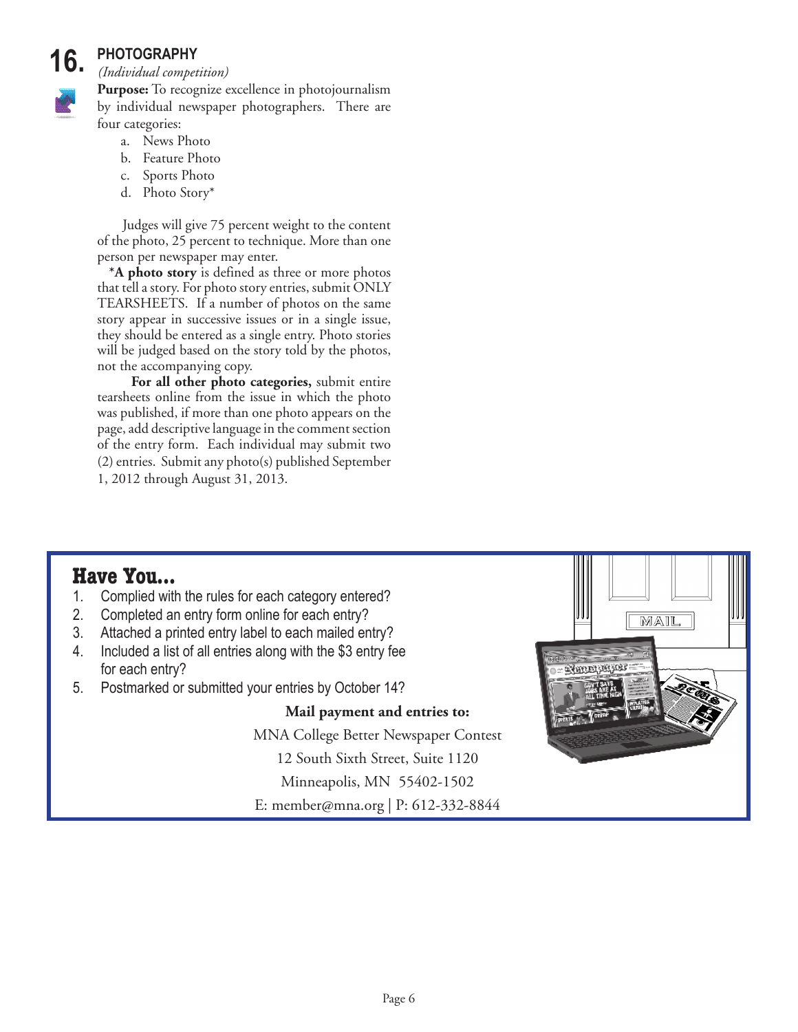## 16. PHOTOGRAPHY

*(Individual competition)*

**Purpose:** To recognize excellence in photojournalism by individual newspaper photographers. There are four categories:

a. News Photo
b. Feature Photo
c. Sports Photo
d. Photo Story*

Judges will give 75 percent weight to the content of the photo, 25 percent to technique. More than one person per newspaper may enter.

***A photo story** is defined as three or more photos that tell a story. For photo story entries, submit ONLY TEARSHEETS. If a number of photos on the same story appear in successive issues or in a single issue, they should be entered as a single entry. Photo stories will be judged based on the story told by the photos, not the accompanying copy.

**For all other photo categories,** submit entire tearsheets online from the issue in which the photo was published, if more than one photo appears on the page, add descriptive language in the comment section of the entry form. Each individual may submit two (2) entries. Submit any photo(s) published September 1, 2012 through August 31, 2013.

## Have You...

1. Complied with the rules for each category entered?
2. Completed an entry form online for each entry?
3. Attached a printed entry label to each mailed entry?
4. Included a list of all entries along with the $3 entry fee for each entry?
5. Postmarked or submitted your entries by October 14?

**Mail payment and entries to:**

MNA College Better Newspaper Contest
12 South Sixth Street, Suite 1120
Minneapolis, MN 55402-1502
E: member@mna.org | P: 612-332-8844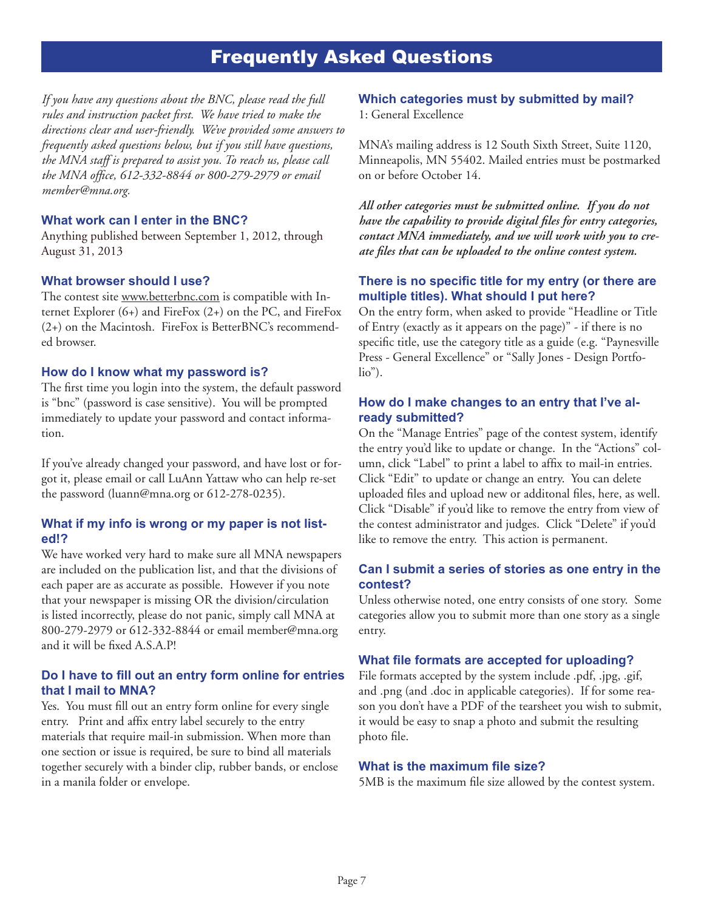# Frequently Asked Questions

*If you have any questions about the BNC, please read the full rules and instruction packet first. We have tried to make the directions clear and user-friendly. We've provided some answers to frequently asked questions below, but if you still have questions, the MNA staff is prepared to assist you. To reach us, please call the MNA office, 612-332-8844 or 800-279-2979 or email member@mna.org.*

### What work can I enter in the BNC?

Anything published between September 1, 2012, through August 31, 2013

### What browser should I use?

The contest site www.betterbnc.com is compatible with Internet Explorer (6+) and FireFox (2+) on the PC, and FireFox (2+) on the Macintosh. FireFox is BetterBNC's recommended browser.

### How do I know what my password is?

The first time you login into the system, the default password is "bnc" (password is case sensitive). You will be prompted immediately to update your password and contact information.

If you've already changed your password, and have lost or forgot it, please email or call LuAnn Yattaw who can help re-set the password (luann@mna.org or 612-278-0235).

### What if my info is wrong or my paper is not listed!?

We have worked very hard to make sure all MNA newspapers are included on the publication list, and that the divisions of each paper are as accurate as possible. However if you note that your newspaper is missing OR the division/circulation is listed incorrectly, please do not panic, simply call MNA at 800-279-2979 or 612-332-8844 or email member@mna.org and it will be fixed A.S.A.P!

### Do I have to fill out an entry form online for entries that I mail to MNA?

Yes. You must fill out an entry form online for every single entry. Print and affix entry label securely to the entry materials that require mail-in submission. When more than one section or issue is required, be sure to bind all materials together securely with a binder clip, rubber bands, or enclose in a manila folder or envelope.

### Which categories must by submitted by mail?

1: General Excellence

MNA's mailing address is 12 South Sixth Street, Suite 1120, Minneapolis, MN 55402. Mailed entries must be postmarked on or before October 14.

***All other categories must be submitted online. If you do not have the capability to provide digital files for entry categories, contact MNA immediately, and we will work with you to create files that can be uploaded to the online contest system.***

### There is no specific title for my entry (or there are multiple titles). What should I put here?

On the entry form, when asked to provide "Headline or Title of Entry (exactly as it appears on the page)" - if there is no specific title, use the category title as a guide (e.g. "Paynesville Press - General Excellence" or "Sally Jones - Design Portfolio").

### How do I make changes to an entry that I've already submitted?

On the "Manage Entries" page of the contest system, identify the entry you'd like to update or change. In the "Actions" column, click "Label" to print a label to affix to mail-in entries. Click "Edit" to update or change an entry. You can delete uploaded files and upload new or additonal files, here, as well. Click "Disable" if you'd like to remove the entry from view of the contest administrator and judges. Click "Delete" if you'd like to remove the entry. This action is permanent.

### Can I submit a series of stories as one entry in the contest?

Unless otherwise noted, one entry consists of one story. Some categories allow you to submit more than one story as a single entry.

### What file formats are accepted for uploading?

File formats accepted by the system include .pdf, .jpg, .gif, and .png (and .doc in applicable categories). If for some reason you don't have a PDF of the tearsheet you wish to submit, it would be easy to snap a photo and submit the resulting photo file.

### What is the maximum file size?

5MB is the maximum file size allowed by the contest system.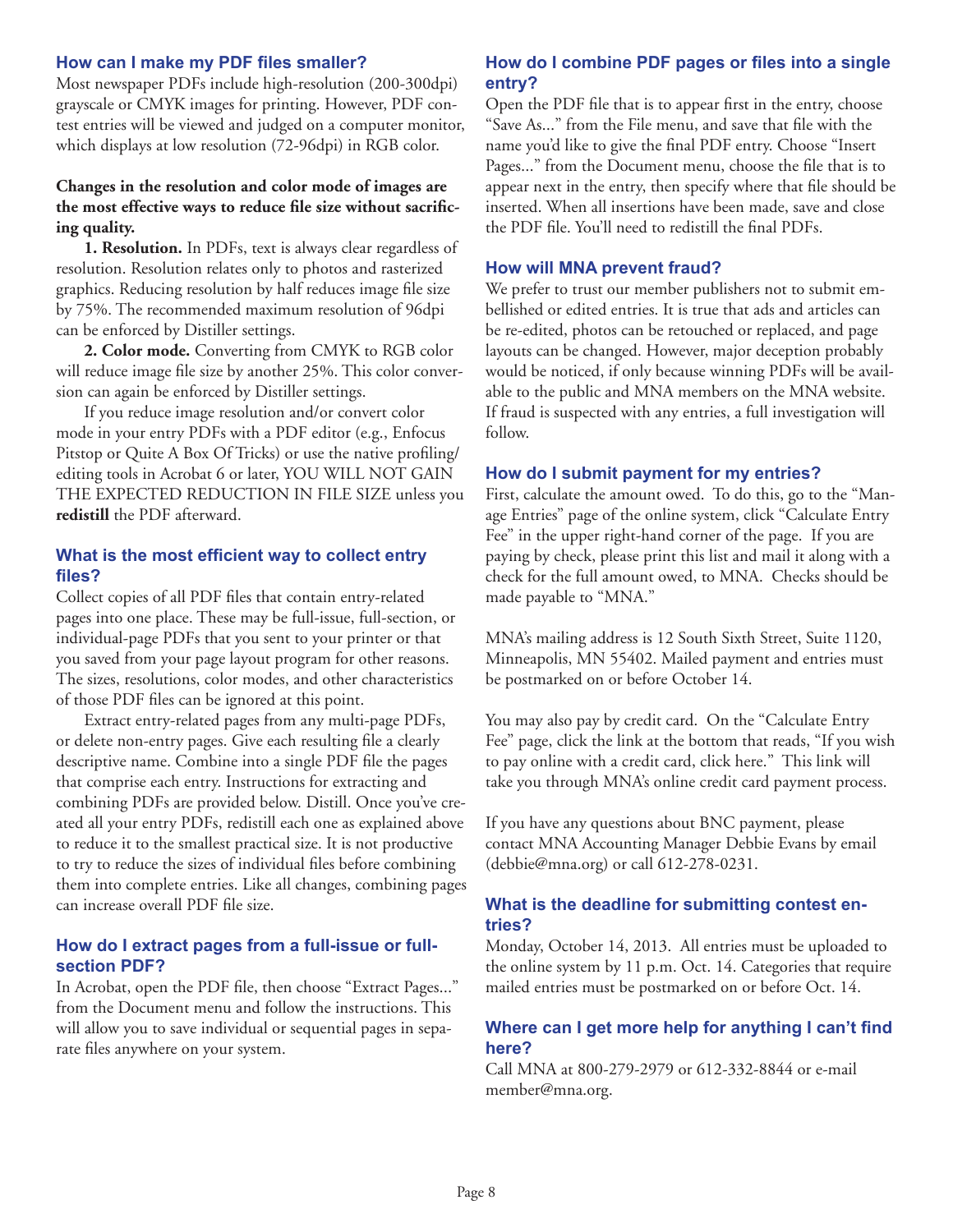### How can I make my PDF files smaller?

Most newspaper PDFs include high-resolution (200-300dpi) grayscale or CMYK images for printing. However, PDF contest entries will be viewed and judged on a computer monitor, which displays at low resolution (72-96dpi) in RGB color.

**Changes in the resolution and color mode of images are the most effective ways to reduce file size without sacrificing quality.**

**1. Resolution.** In PDFs, text is always clear regardless of resolution. Resolution relates only to photos and rasterized graphics. Reducing resolution by half reduces image file size by 75%. The recommended maximum resolution of 96dpi can be enforced by Distiller settings.

**2. Color mode.** Converting from CMYK to RGB color will reduce image file size by another 25%. This color conversion can again be enforced by Distiller settings.

If you reduce image resolution and/or convert color mode in your entry PDFs with a PDF editor (e.g., Enfocus Pitstop or Quite A Box Of Tricks) or use the native profiling/editing tools in Acrobat 6 or later, YOU WILL NOT GAIN THE EXPECTED REDUCTION IN FILE SIZE unless you **redistill** the PDF afterward.

### What is the most efficient way to collect entry files?

Collect copies of all PDF files that contain entry-related pages into one place. These may be full-issue, full-section, or individual-page PDFs that you sent to your printer or that you saved from your page layout program for other reasons. The sizes, resolutions, color modes, and other characteristics of those PDF files can be ignored at this point.

Extract entry-related pages from any multi-page PDFs, or delete non-entry pages. Give each resulting file a clearly descriptive name. Combine into a single PDF file the pages that comprise each entry. Instructions for extracting and combining PDFs are provided below. Distill. Once you've created all your entry PDFs, redistill each one as explained above to reduce it to the smallest practical size. It is not productive to try to reduce the sizes of individual files before combining them into complete entries. Like all changes, combining pages can increase overall PDF file size.

### How do I extract pages from a full-issue or full-section PDF?

In Acrobat, open the PDF file, then choose "Extract Pages..." from the Document menu and follow the instructions. This will allow you to save individual or sequential pages in separate files anywhere on your system.

### How do I combine PDF pages or files into a single entry?

Open the PDF file that is to appear first in the entry, choose "Save As..." from the File menu, and save that file with the name you'd like to give the final PDF entry. Choose "Insert Pages..." from the Document menu, choose the file that is to appear next in the entry, then specify where that file should be inserted. When all insertions have been made, save and close the PDF file. You'll need to redistill the final PDFs.

### How will MNA prevent fraud?

We prefer to trust our member publishers not to submit embellished or edited entries. It is true that ads and articles can be re-edited, photos can be retouched or replaced, and page layouts can be changed. However, major deception probably would be noticed, if only because winning PDFs will be available to the public and MNA members on the MNA website. If fraud is suspected with any entries, a full investigation will follow.

### How do I submit payment for my entries?

First, calculate the amount owed. To do this, go to the "Manage Entries" page of the online system, click "Calculate Entry Fee" in the upper right-hand corner of the page. If you are paying by check, please print this list and mail it along with a check for the full amount owed, to MNA. Checks should be made payable to "MNA."

MNA's mailing address is 12 South Sixth Street, Suite 1120, Minneapolis, MN 55402. Mailed payment and entries must be postmarked on or before October 14.

You may also pay by credit card. On the "Calculate Entry Fee" page, click the link at the bottom that reads, "If you wish to pay online with a credit card, click here." This link will take you through MNA's online credit card payment process.

If you have any questions about BNC payment, please contact MNA Accounting Manager Debbie Evans by email (debbie@mna.org) or call 612-278-0231.

### What is the deadline for submitting contest entries?

Monday, October 14, 2013. All entries must be uploaded to the online system by 11 p.m. Oct. 14. Categories that require mailed entries must be postmarked on or before Oct. 14.

### Where can I get more help for anything I can't find here?

Call MNA at 800-279-2979 or 612-332-8844 or e-mail member@mna.org.